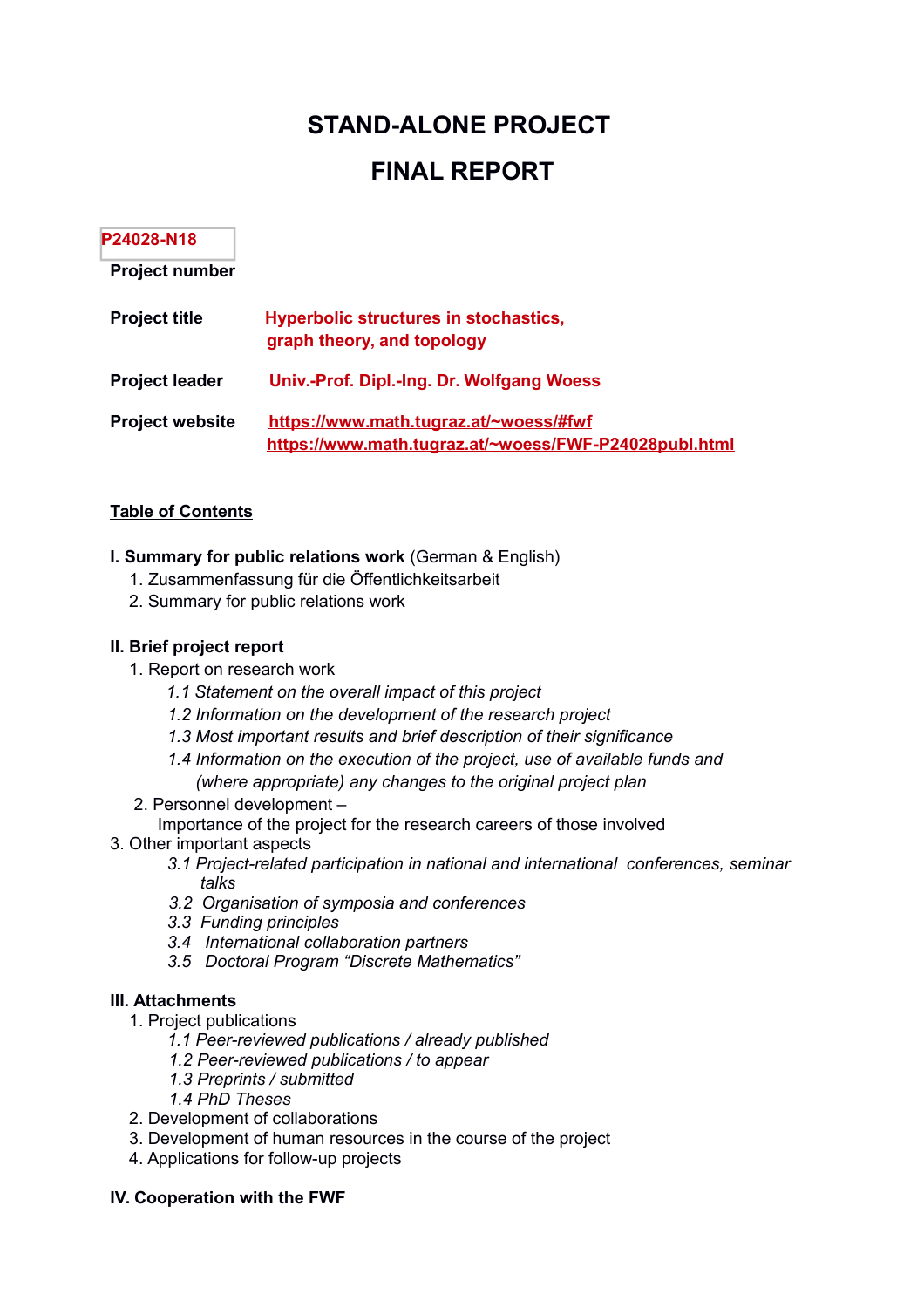# STAND-ALONE PROJECT

# FINAL REPORT

**P24028-N18**

**Project number**

**Project title** Hyperbolic structures in stochastics, graph theory, and topology

**Project leader** Univ.-Prof. Dipl.-Ing. Dr. Wolfgang Woess

**Project website** https://www.math.tugraz.at/~woess/#fwf
https://www.math.tugraz.at/~woess/FWF-P24028publ.html

## Table of Contents

**I. Summary for public relations work** (German & English)

1. Zusammenfassung für die Öffentlichkeitsarbeit
2. Summary for public relations work

**II. Brief project report**

1. Report on research work
   - *1.1 Statement on the overall impact of this project*
   - *1.2 Information on the development of the research project*
   - *1.3 Most important results and brief description of their significance*
   - *1.4 Information on the execution of the project, use of available funds and (where appropriate) any changes to the original project plan*
2. Personnel development – Importance of the project for the research careers of those involved
3. Other important aspects
   - *3.1 Project-related participation in national and international conferences, seminar talks*
   - *3.2 Organisation of symposia and conferences*
   - *3.3 Funding principles*
   - *3.4 International collaboration partners*
   - *3.5 Doctoral Program "Discrete Mathematics"*

**III. Attachments**

1. Project publications
   - *1.1 Peer-reviewed publications / already published*
   - *1.2 Peer-reviewed publications / to appear*
   - *1.3 Preprints / submitted*
   - *1.4 PhD Theses*
2. Development of collaborations
3. Development of human resources in the course of the project
4. Applications for follow-up projects

**IV. Cooperation with the FWF**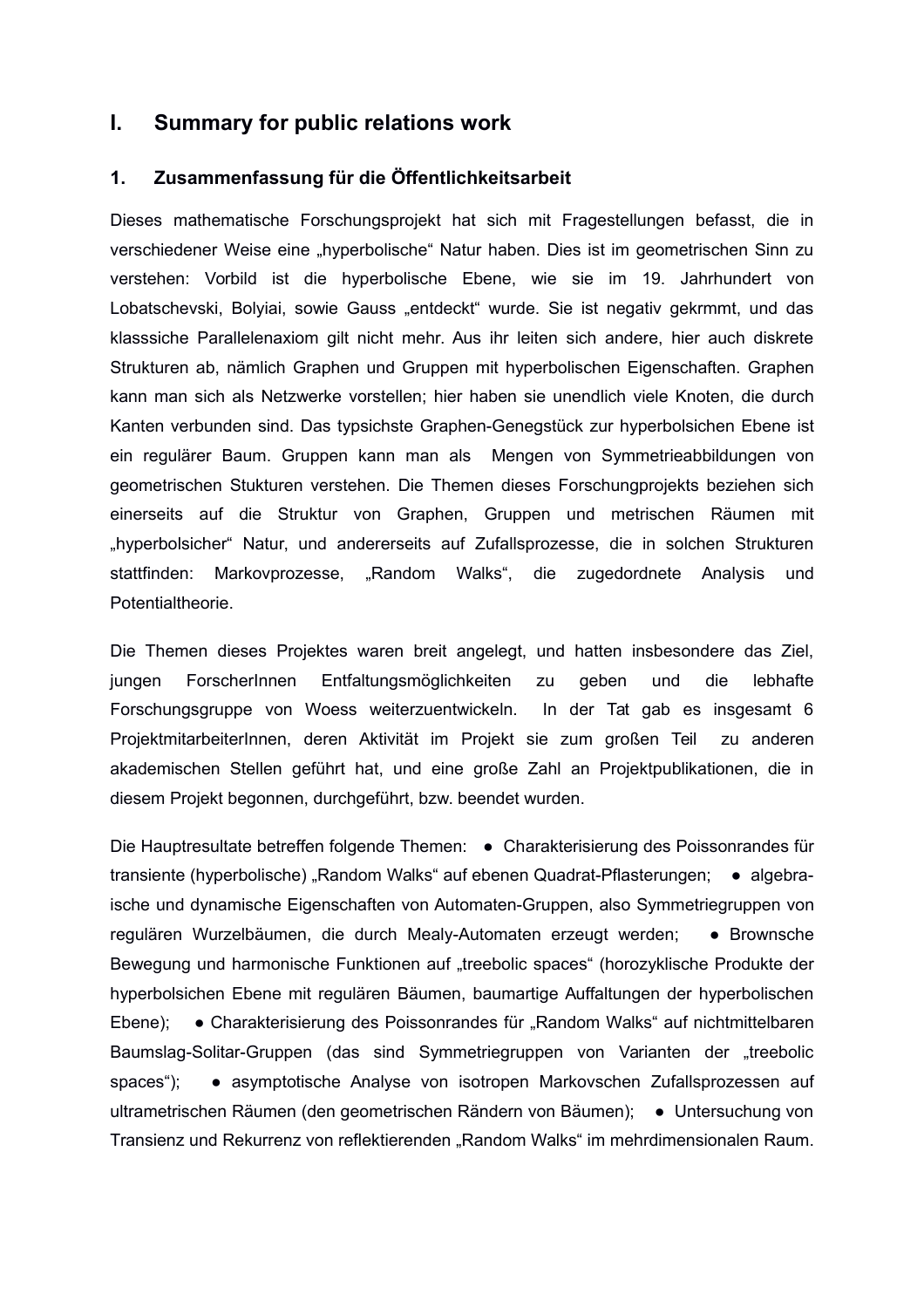# I. Summary for public relations work

## 1. Zusammenfassung für die Öffentlichkeitsarbeit

Dieses mathematische Forschungsprojekt hat sich mit Fragestellungen befasst, die in verschiedener Weise eine „hyperbolische“ Natur haben. Dies ist im geometrischen Sinn zu verstehen: Vorbild ist die hyperbolische Ebene, wie sie im 19. Jahrhundert von Lobatschevski, Bolyiai, sowie Gauss „entdeckt“ wurde. Sie ist negativ gekrmmt, und das klasssiche Parallelenaxiom gilt nicht mehr. Aus ihr leiten sich andere, hier auch diskrete Strukturen ab, nämlich Graphen und Gruppen mit hyperbolischen Eigenschaften. Graphen kann man sich als Netzwerke vorstellen; hier haben sie unendlich viele Knoten, die durch Kanten verbunden sind. Das typsichste Graphen-Genegstück zur hyperbolsichen Ebene ist ein regulärer Baum. Gruppen kann man als Mengen von Symmetrieabbildungen von geometrischen Stukturen verstehen. Die Themen dieses Forschungprojekts beziehen sich einerseits auf die Struktur von Graphen, Gruppen und metrischen Räumen mit „hyperbolsicher“ Natur, und andererseits auf Zufallsprozesse, die in solchen Strukturen stattfinden: Markovprozesse, „Random Walks“, die zugedordnete Analysis und Potentialtheorie.

Die Themen dieses Projektes waren breit angelegt, und hatten insbesondere das Ziel, jungen ForscherInnen Entfaltungsmöglichkeiten zu geben und die lebhafte Forschungsgruppe von Woess weiterzuentwickeln. In der Tat gab es insgesamt 6 ProjektmitarbeiterInnen, deren Aktivität im Projekt sie zum großen Teil zu anderen akademischen Stellen geführt hat, und eine große Zahl an Projektpublikationen, die in diesem Projekt begonnen, durchgeführt, bzw. beendet wurden.

Die Hauptresultate betreffen folgende Themen: ● Charakterisierung des Poissonrandes für transiente (hyperbolische) „Random Walks“ auf ebenen Quadrat-Pflasterungen; ● algebraische und dynamische Eigenschaften von Automaten-Gruppen, also Symmetriegruppen von regulären Wurzelbäumen, die durch Mealy-Automaten erzeugt werden; ● Brownsche Bewegung und harmonische Funktionen auf „treebolic spaces“ (horozyklische Produkte der hyperbolsichen Ebene mit regulären Bäumen, baumartige Auffaltungen der hyperbolischen Ebene); ● Charakterisierung des Poissonrandes für „Random Walks“ auf nichtmittelbaren Baumslag-Solitar-Gruppen (das sind Symmetriegruppen von Varianten der „treebolic spaces“); ● asymptotische Analyse von isotropen Markovschen Zufallsprozessen auf ultrametrischen Räumen (den geometrischen Rändern von Bäumen); ● Untersuchung von Transienz und Rekurrenz von reflektierenden „Random Walks“ im mehrdimensionalen Raum.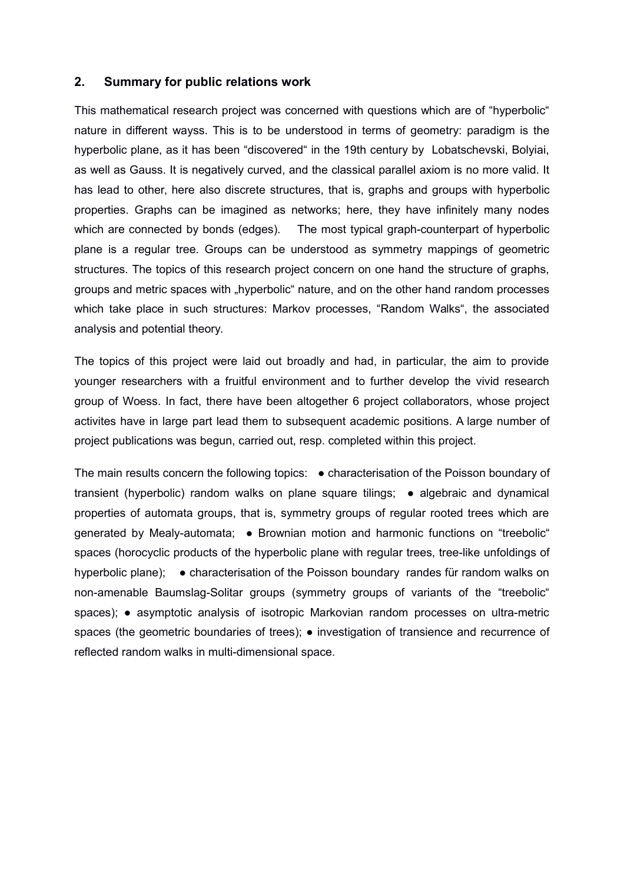## 2. Summary for public relations work

This mathematical research project was concerned with questions which are of “hyperbolic“ nature in different wayss. This is to be understood in terms of geometry: paradigm is the hyperbolic plane, as it has been “discovered“ in the 19th century by Lobatschevski, Bolyiai, as well as Gauss. It is negatively curved, and the classical parallel axiom is no more valid. It has lead to other, here also discrete structures, that is, graphs and groups with hyperbolic properties. Graphs can be imagined as networks; here, they have infinitely many nodes which are connected by bonds (edges). The most typical graph-counterpart of hyperbolic plane is a regular tree. Groups can be understood as symmetry mappings of geometric structures. The topics of this research project concern on one hand the structure of graphs, groups and metric spaces with „hyperbolic“ nature, and on the other hand random processes which take place in such structures: Markov processes, “Random Walks“, the associated analysis and potential theory.

The topics of this project were laid out broadly and had, in particular, the aim to provide younger researchers with a fruitful environment and to further develop the vivid research group of Woess. In fact, there have been altogether 6 project collaborators, whose project activites have in large part lead them to subsequent academic positions. A large number of project publications was begun, carried out, resp. completed within this project.

The main results concern the following topics: ● characterisation of the Poisson boundary of transient (hyperbolic) random walks on plane square tilings; ● algebraic and dynamical properties of automata groups, that is, symmetry groups of regular rooted trees which are generated by Mealy-automata; ● Brownian motion and harmonic functions on “treebolic“ spaces (horocyclic products of the hyperbolic plane with regular trees, tree-like unfoldings of hyperbolic plane); ● characterisation of the Poisson boundary randes für random walks on non-amenable Baumslag-Solitar groups (symmetry groups of variants of the “treebolic“ spaces); ● asymptotic analysis of isotropic Markovian random processes on ultra-metric spaces (the geometric boundaries of trees); ● investigation of transience and recurrence of reflected random walks in multi-dimensional space.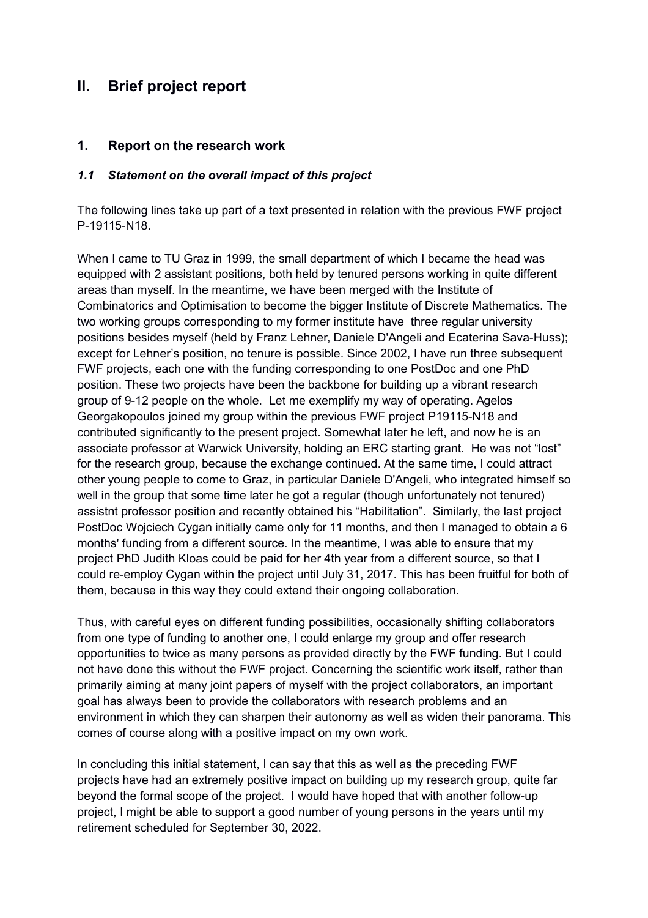## II. Brief project report

### 1. Report on the research work

#### *1.1 Statement on the overall impact of this project*

The following lines take up part of a text presented in relation with the previous FWF project P-19115-N18.

When I came to TU Graz in 1999, the small department of which I became the head was equipped with 2 assistant positions, both held by tenured persons working in quite different areas than myself. In the meantime, we have been merged with the Institute of Combinatorics and Optimisation to become the bigger Institute of Discrete Mathematics. The two working groups corresponding to my former institute have three regular university positions besides myself (held by Franz Lehner, Daniele D'Angeli and Ecaterina Sava-Huss); except for Lehner's position, no tenure is possible. Since 2002, I have run three subsequent FWF projects, each one with the funding corresponding to one PostDoc and one PhD position. These two projects have been the backbone for building up a vibrant research group of 9-12 people on the whole. Let me exemplify my way of operating. Agelos Georgakopoulos joined my group within the previous FWF project P19115-N18 and contributed significantly to the present project. Somewhat later he left, and now he is an associate professor at Warwick University, holding an ERC starting grant. He was not "lost" for the research group, because the exchange continued. At the same time, I could attract other young people to come to Graz, in particular Daniele D'Angeli, who integrated himself so well in the group that some time later he got a regular (though unfortunately not tenured) assistnt professor position and recently obtained his "Habilitation". Similarly, the last project PostDoc Wojciech Cygan initially came only for 11 months, and then I managed to obtain a 6 months' funding from a different source. In the meantime, I was able to ensure that my project PhD Judith Kloas could be paid for her 4th year from a different source, so that I could re-employ Cygan within the project until July 31, 2017. This has been fruitful for both of them, because in this way they could extend their ongoing collaboration.

Thus, with careful eyes on different funding possibilities, occasionally shifting collaborators from one type of funding to another one, I could enlarge my group and offer research opportunities to twice as many persons as provided directly by the FWF funding. But I could not have done this without the FWF project. Concerning the scientific work itself, rather than primarily aiming at many joint papers of myself with the project collaborators, an important goal has always been to provide the collaborators with research problems and an environment in which they can sharpen their autonomy as well as widen their panorama. This comes of course along with a positive impact on my own work.

In concluding this initial statement, I can say that this as well as the preceding FWF projects have had an extremely positive impact on building up my research group, quite far beyond the formal scope of the project. I would have hoped that with another follow-up project, I might be able to support a good number of young persons in the years until my retirement scheduled for September 30, 2022.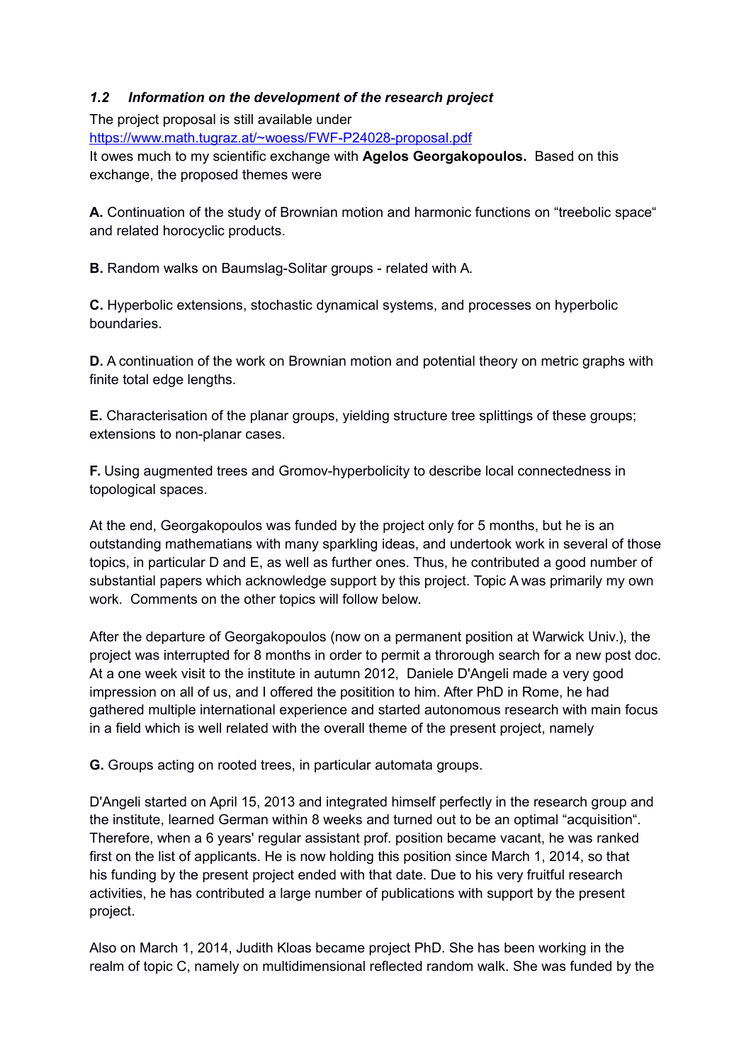### *1.2 Information on the development of the research project*

The project proposal is still available under
https://www.math.tugraz.at/~woess/FWF-P24028-proposal.pdf
It owes much to my scientific exchange with **Agelos Georgakopoulos.** Based on this exchange, the proposed themes were

**A.** Continuation of the study of Brownian motion and harmonic functions on "treebolic space" and related horocyclic products.

**B.** Random walks on Baumslag-Solitar groups - related with A.

**C.** Hyperbolic extensions, stochastic dynamical systems, and processes on hyperbolic boundaries.

**D.** A continuation of the work on Brownian motion and potential theory on metric graphs with finite total edge lengths.

**E.** Characterisation of the planar groups, yielding structure tree splittings of these groups; extensions to non-planar cases.

**F.** Using augmented trees and Gromov-hyperbolicity to describe local connectedness in topological spaces.

At the end, Georgakopoulos was funded by the project only for 5 months, but he is an outstanding mathematians with many sparkling ideas, and undertook work in several of those topics, in particular D and E, as well as further ones. Thus, he contributed a good number of substantial papers which acknowledge support by this project. Topic A was primarily my own work. Comments on the other topics will follow below.

After the departure of Georgakopoulos (now on a permanent position at Warwick Univ.), the project was interrupted for 8 months in order to permit a throrough search for a new post doc. At a one week visit to the institute in autumn 2012, Daniele D'Angeli made a very good impression on all of us, and I offered the positition to him. After PhD in Rome, he had gathered multiple international experience and started autonomous research with main focus in a field which is well related with the overall theme of the present project, namely

**G.** Groups acting on rooted trees, in particular automata groups.

D'Angeli started on April 15, 2013 and integrated himself perfectly in the research group and the institute, learned German within 8 weeks and turned out to be an optimal "acquisition". Therefore, when a 6 years' regular assistant prof. position became vacant, he was ranked first on the list of applicants. He is now holding this position since March 1, 2014, so that his funding by the present project ended with that date. Due to his very fruitful research activities, he has contributed a large number of publications with support by the present project.

Also on March 1, 2014, Judith Kloas became project PhD. She has been working in the realm of topic C, namely on multidimensional reflected random walk. She was funded by the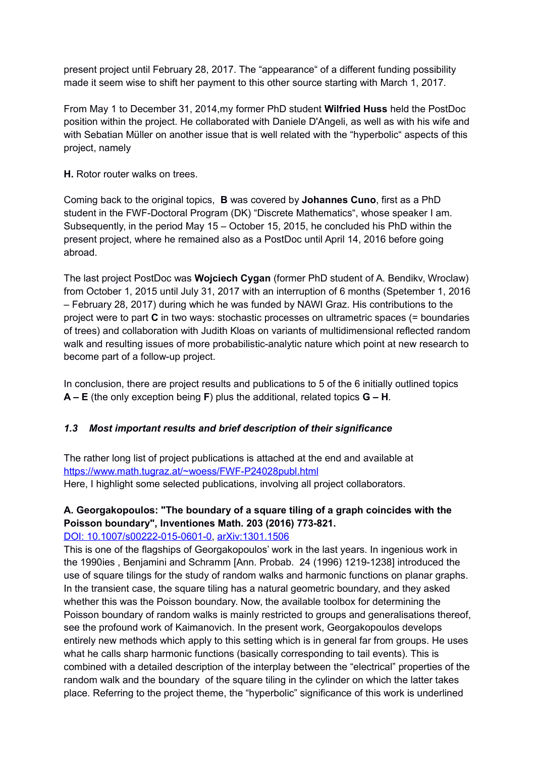present project until February 28, 2017. The "appearance" of a different funding possibility made it seem wise to shift her payment to this other source starting with March 1, 2017.

From May 1 to December 31, 2014,my former PhD student **Wilfried Huss** held the PostDoc position within the project. He collaborated with Daniele D'Angeli, as well as with his wife and with Sebatian Müller on another issue that is well related with the "hyperbolic" aspects of this project, namely

**H.** Rotor router walks on trees.

Coming back to the original topics, **B** was covered by **Johannes Cuno**, first as a PhD student in the FWF-Doctoral Program (DK) "Discrete Mathematics", whose speaker I am. Subsequently, in the period May 15 – October 15, 2015, he concluded his PhD within the present project, where he remained also as a PostDoc until April 14, 2016 before going abroad.

The last project PostDoc was **Wojciech Cygan** (former PhD student of A. Bendikv, Wroclaw) from October 1, 2015 until July 31, 2017 with an interruption of 6 months (Spetember 1, 2016 – February 28, 2017) during which he was funded by NAWI Graz. His contributions to the project were to part **C** in two ways: stochastic processes on ultrametric spaces (= boundaries of trees) and collaboration with Judith Kloas on variants of multidimensional reflected random walk and resulting issues of more probabilistic-analytic nature which point at new research to become part of a follow-up project.

In conclusion, there are project results and publications to 5 of the 6 initially outlined topics **A – E** (the only exception being **F**) plus the additional, related topics **G – H**.

### *1.3 Most important results and brief description of their significance*

The rather long list of project publications is attached at the end and available at https://www.math.tugraz.at/~woess/FWF-P24028publ.html
Here, I highlight some selected publications, involving all project collaborators.

**A. Georgakopoulos: "The boundary of a square tiling of a graph coincides with the Poisson boundary", Inventiones Math. 203 (2016) 773-821.**
DOI: 10.1007/s00222-015-0601-0, arXiv:1301.1506
This is one of the flagships of Georgakopoulos' work in the last years. In ingenious work in the 1990ies , Benjamini and Schramm [Ann. Probab. 24 (1996) 1219-1238] introduced the use of square tilings for the study of random walks and harmonic functions on planar graphs. In the transient case, the square tiling has a natural geometric boundary, and they asked whether this was the Poisson boundary. Now, the available toolbox for determining the Poisson boundary of random walks is mainly restricted to groups and generalisations thereof, see the profound work of Kaimanovich. In the present work, Georgakopoulos develops entirely new methods which apply to this setting which is in general far from groups. He uses what he calls sharp harmonic functions (basically corresponding to tail events). This is combined with a detailed description of the interplay between the "electrical" properties of the random walk and the boundary of the square tiling in the cylinder on which the latter takes place. Referring to the project theme, the "hyperbolic" significance of this work is underlined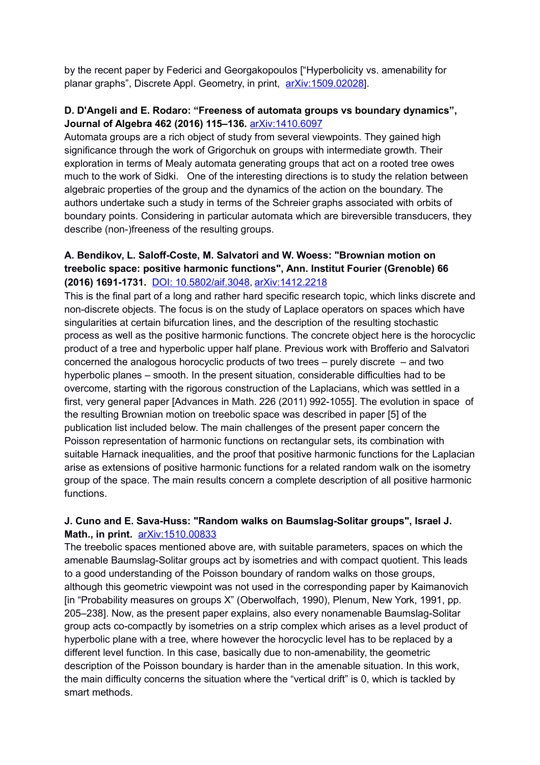by the recent paper by Federici and Georgakopoulos ["Hyperbolicity vs. amenability for planar graphs", Discrete Appl. Geometry, in print, arXiv:1509.02028].

**D. D'Angeli and E. Rodaro: "Freeness of automata groups vs boundary dynamics", Journal of Algebra 462 (2016) 115–136.** arXiv:1410.6097

Automata groups are a rich object of study from several viewpoints. They gained high significance through the work of Grigorchuk on groups with intermediate growth. Their exploration in terms of Mealy automata generating groups that act on a rooted tree owes much to the work of Sidki. One of the interesting directions is to study the relation between algebraic properties of the group and the dynamics of the action on the boundary. The authors undertake such a study in terms of the Schreier graphs associated with orbits of boundary points. Considering in particular automata which are bireversible transducers, they describe (non-)freeness of the resulting groups.

**A. Bendikov, L. Saloff-Coste, M. Salvatori and W. Woess: "Brownian motion on treebolic space: positive harmonic functions", Ann. Institut Fourier (Grenoble) 66 (2016) 1691-1731.** DOI: 10.5802/aif.3048, arXiv:1412.2218

This is the final part of a long and rather hard specific research topic, which links discrete and non-discrete objects. The focus is on the study of Laplace operators on spaces which have singularities at certain bifurcation lines, and the description of the resulting stochastic process as well as the positive harmonic functions. The concrete object here is the horocyclic product of a tree and hyperbolic upper half plane. Previous work with Brofferio and Salvatori concerned the analogous horocyclic products of two trees – purely discrete – and two hyperbolic planes – smooth. In the present situation, considerable difficulties had to be overcome, starting with the rigorous construction of the Laplacians, which was settled in a first, very general paper [Advances in Math. 226 (2011) 992-1055]. The evolution in space of the resulting Brownian motion on treebolic space was described in paper [5] of the publication list included below. The main challenges of the present paper concern the Poisson representation of harmonic functions on rectangular sets, its combination with suitable Harnack inequalities, and the proof that positive harmonic functions for the Laplacian arise as extensions of positive harmonic functions for a related random walk on the isometry group of the space. The main results concern a complete description of all positive harmonic functions.

**J. Cuno and E. Sava-Huss: "Random walks on Baumslag-Solitar groups", Israel J. Math., in print.** arXiv:1510.00833

The treebolic spaces mentioned above are, with suitable parameters, spaces on which the amenable Baumslag-Solitar groups act by isometries and with compact quotient. This leads to a good understanding of the Poisson boundary of random walks on those groups, although this geometric viewpoint was not used in the corresponding paper by Kaimanovich [in "Probability measures on groups X" (Oberwolfach, 1990), Plenum, New York, 1991, pp. 205–238]. Now, as the present paper explains, also every nonamenable Baumslag-Solitar group acts co-compactly by isometries on a strip complex which arises as a level product of hyperbolic plane with a tree, where however the horocyclic level has to be replaced by a different level function. In this case, basically due to non-amenability, the geometric description of the Poisson boundary is harder than in the amenable situation. In this work, the main difficulty concerns the situation where the "vertical drift" is 0, which is tackled by smart methods.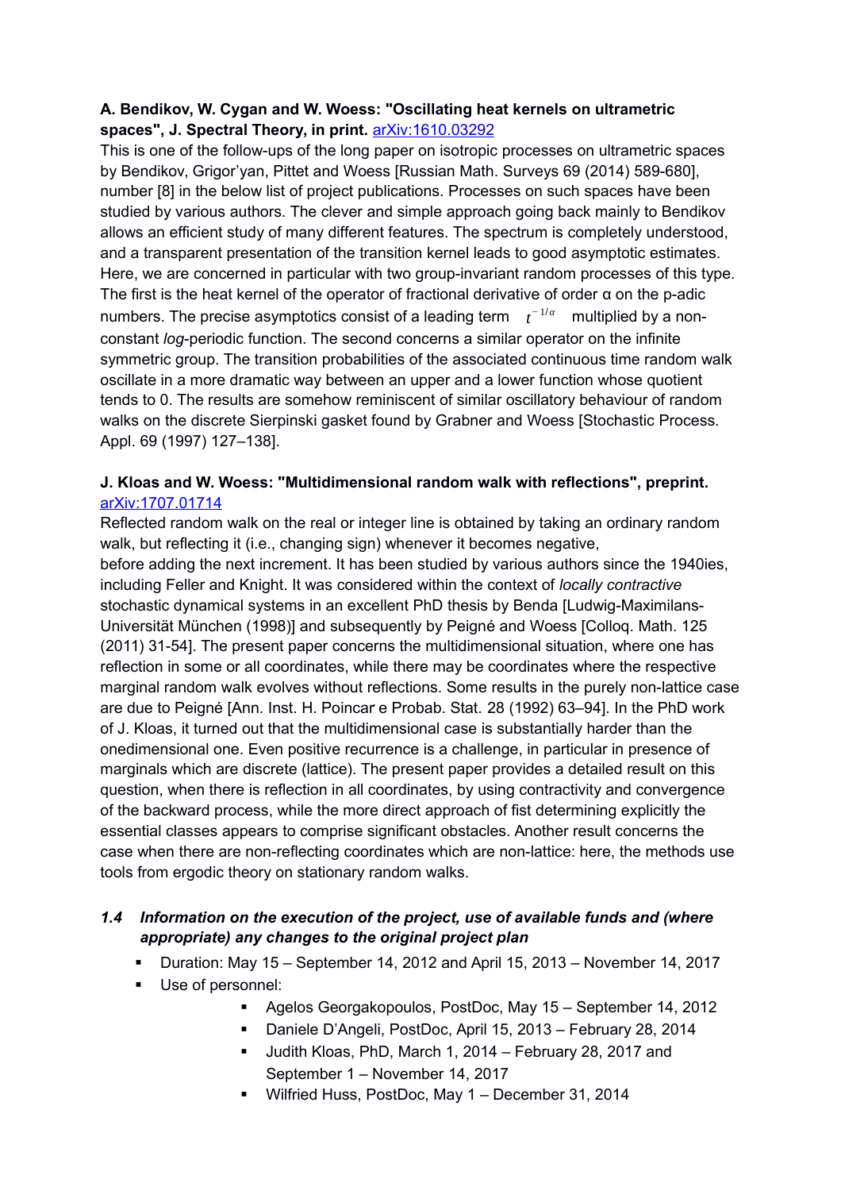**A. Bendikov, W. Cygan and W. Woess: "Oscillating heat kernels on ultrametric spaces", J. Spectral Theory, in print.** arXiv:1610.03292

This is one of the follow-ups of the long paper on isotropic processes on ultrametric spaces by Bendikov, Grigor'yan, Pittet and Woess [Russian Math. Surveys 69 (2014) 589-680], number [8] in the below list of project publications. Processes on such spaces have been studied by various authors. The clever and simple approach going back mainly to Bendikov allows an efficient study of many different features. The spectrum is completely understood, and a transparent presentation of the transition kernel leads to good asymptotic estimates. Here, we are concerned in particular with two group-invariant random processes of this type. The first is the heat kernel of the operator of fractional derivative of order α on the p-adic numbers. The precise asymptotics consist of a leading term $t^{-1/\alpha}$ multiplied by a non-constant *log*-periodic function. The second concerns a similar operator on the infinite symmetric group. The transition probabilities of the associated continuous time random walk oscillate in a more dramatic way between an upper and a lower function whose quotient tends to 0. The results are somehow reminiscent of similar oscillatory behaviour of random walks on the discrete Sierpinski gasket found by Grabner and Woess [Stochastic Process. Appl. 69 (1997) 127–138].

**J. Kloas and W. Woess: "Multidimensional random walk with reflections", preprint.** arXiv:1707.01714

Reflected random walk on the real or integer line is obtained by taking an ordinary random walk, but reflecting it (i.e., changing sign) whenever it becomes negative, before adding the next increment. It has been studied by various authors since the 1940ies, including Feller and Knight. It was considered within the context of *locally contractive* stochastic dynamical systems in an excellent PhD thesis by Benda [Ludwig-Maximilans-Universität München (1998)] and subsequently by Peigné and Woess [Colloq. Math. 125 (2011) 31-54]. The present paper concerns the multidimensional situation, where one has reflection in some or all coordinates, while there may be coordinates where the respective marginal random walk evolves without reflections. Some results in the purely non-lattice case are due to Peigné [Ann. Inst. H. Poincar e Probab. Stat. 28 (1992) 63–94]. In the PhD work of J. Kloas, it turned out that the multidimensional case is substantially harder than the onedimensional one. Even positive recurrence is a challenge, in particular in presence of marginals which are discrete (lattice). The present paper provides a detailed result on this question, when there is reflection in all coordinates, by using contractivity and convergence of the backward process, while the more direct approach of fist determining explicitly the essential classes appears to comprise significant obstacles. Another result concerns the case when there are non-reflecting coordinates which are non-lattice: here, the methods use tools from ergodic theory on stationary random walks.

### *1.4 Information on the execution of the project, use of available funds and (where appropriate) any changes to the original project plan*

- Duration: May 15 – September 14, 2012 and April 15, 2013 – November 14, 2017
- Use of personnel:
  - Agelos Georgakopoulos, PostDoc, May 15 – September 14, 2012
  - Daniele D'Angeli, PostDoc, April 15, 2013 – February 28, 2014
  - Judith Kloas, PhD, March 1, 2014 – February 28, 2017 and September 1 – November 14, 2017
  - Wilfried Huss, PostDoc, May 1 – December 31, 2014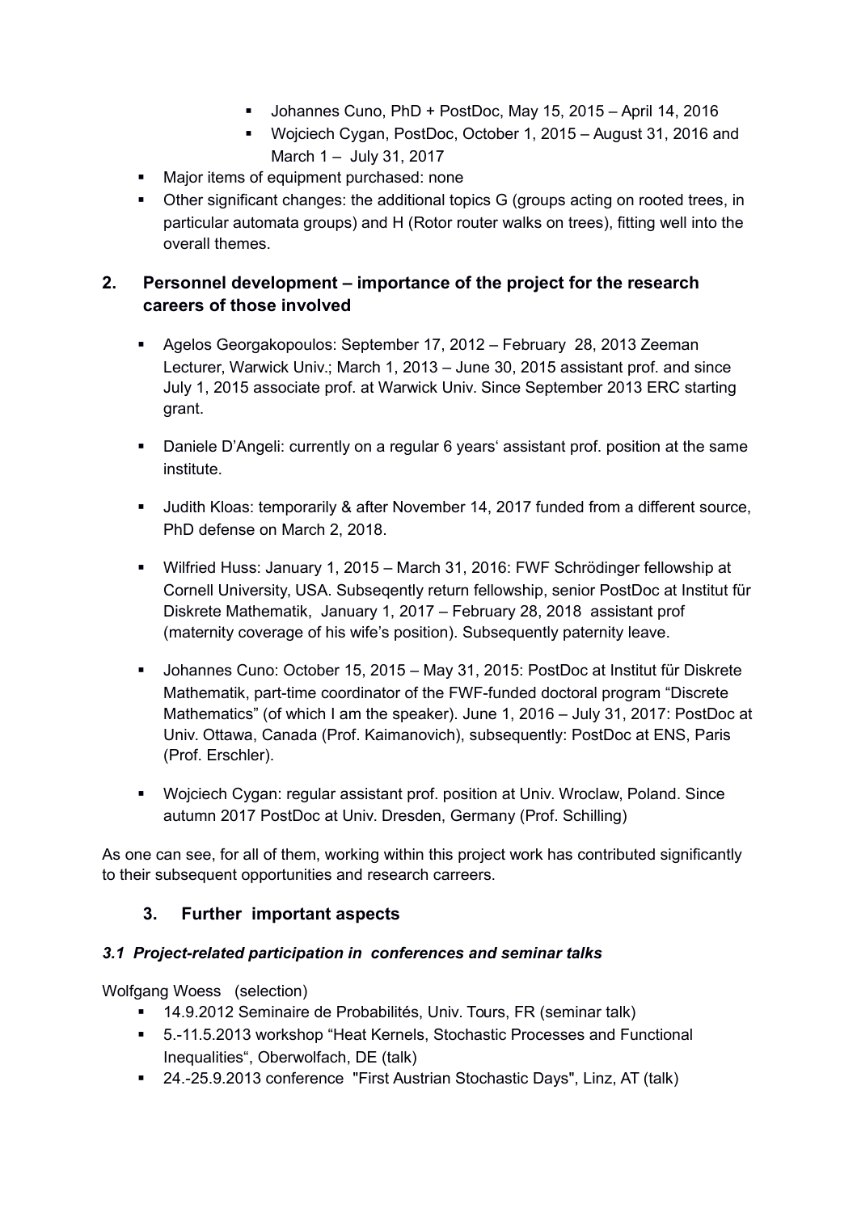- Johannes Cuno, PhD + PostDoc, May 15, 2015 – April 14, 2016
- Wojciech Cygan, PostDoc, October 1, 2015 – August 31, 2016 and March 1 – July 31, 2017

- Major items of equipment purchased: none
- Other significant changes: the additional topics G (groups acting on rooted trees, in particular automata groups) and H (Rotor router walks on trees), fitting well into the overall themes.

## 2. Personnel development – importance of the project for the research careers of those involved

- Agelos Georgakopoulos: September 17, 2012 – February 28, 2013 Zeeman Lecturer, Warwick Univ.; March 1, 2013 – June 30, 2015 assistant prof. and since July 1, 2015 associate prof. at Warwick Univ. Since September 2013 ERC starting grant.

- Daniele D'Angeli: currently on a regular 6 years' assistant prof. position at the same institute.

- Judith Kloas: temporarily & after November 14, 2017 funded from a different source, PhD defense on March 2, 2018.

- Wilfried Huss: January 1, 2015 – March 31, 2016: FWF Schrödinger fellowship at Cornell University, USA. Subseqently return fellowship, senior PostDoc at Institut für Diskrete Mathematik, January 1, 2017 – February 28, 2018 assistant prof (maternity coverage of his wife's position). Subsequently paternity leave.

- Johannes Cuno: October 15, 2015 – May 31, 2015: PostDoc at Institut für Diskrete Mathematik, part-time coordinator of the FWF-funded doctoral program "Discrete Mathematics" (of which I am the speaker). June 1, 2016 – July 31, 2017: PostDoc at Univ. Ottawa, Canada (Prof. Kaimanovich), subsequently: PostDoc at ENS, Paris (Prof. Erschler).

- Wojciech Cygan: regular assistant prof. position at Univ. Wroclaw, Poland. Since autumn 2017 PostDoc at Univ. Dresden, Germany (Prof. Schilling)

As one can see, for all of them, working within this project work has contributed significantly to their subsequent opportunities and research carreers.

## 3. Further important aspects

### *3.1 Project-related participation in conferences and seminar talks*

Wolfgang Woess (selection)

- 14.9.2012 Seminaire de Probabilités, Univ. Tours, FR (seminar talk)
- 5.-11.5.2013 workshop "Heat Kernels, Stochastic Processes and Functional Inequalities", Oberwolfach, DE (talk)
- 24.-25.9.2013 conference "First Austrian Stochastic Days", Linz, AT (talk)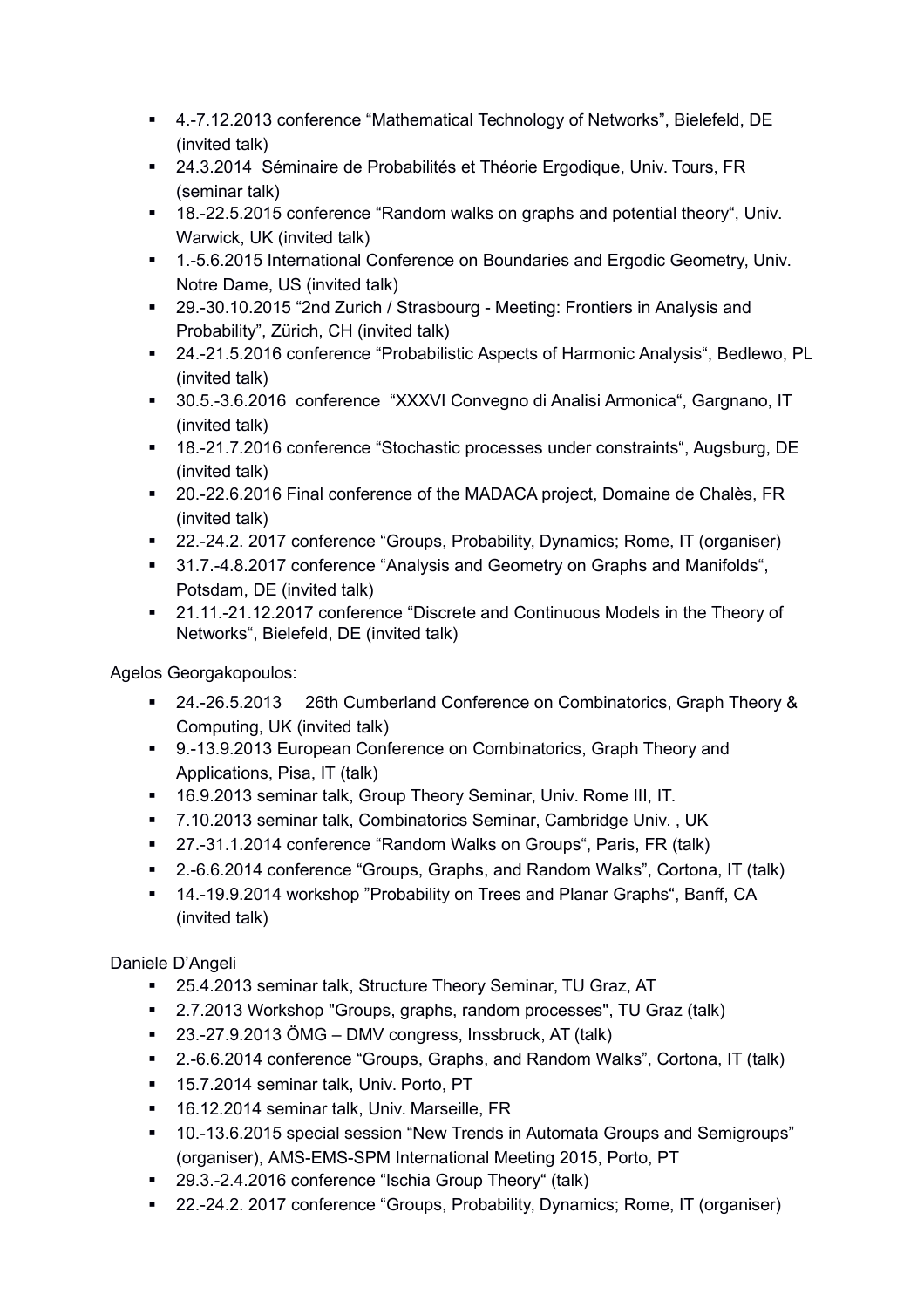- 4.-7.12.2013 conference “Mathematical Technology of Networks”, Bielefeld, DE (invited talk)
- 24.3.2014 Séminaire de Probabilités et Théorie Ergodique, Univ. Tours, FR (seminar talk)
- 18.-22.5.2015 conference “Random walks on graphs and potential theory“, Univ. Warwick, UK (invited talk)
- 1.-5.6.2015 International Conference on Boundaries and Ergodic Geometry, Univ. Notre Dame, US (invited talk)
- 29.-30.10.2015 “2nd Zurich / Strasbourg - Meeting: Frontiers in Analysis and Probability”, Zürich, CH (invited talk)
- 24.-21.5.2016 conference “Probabilistic Aspects of Harmonic Analysis“, Bedlewo, PL (invited talk)
- 30.5.-3.6.2016 conference “XXXVI Convegno di Analisi Armonica“, Gargnano, IT (invited talk)
- 18.-21.7.2016 conference “Stochastic processes under constraints“, Augsburg, DE (invited talk)
- 20.-22.6.2016 Final conference of the MADACA project, Domaine de Chalès, FR (invited talk)
- 22.-24.2. 2017 conference “Groups, Probability, Dynamics; Rome, IT (organiser)
- 31.7.-4.8.2017 conference “Analysis and Geometry on Graphs and Manifolds“, Potsdam, DE (invited talk)
- 21.11.-21.12.2017 conference “Discrete and Continuous Models in the Theory of Networks“, Bielefeld, DE (invited talk)

Agelos Georgakopoulos:

- 24.-26.5.2013 26th Cumberland Conference on Combinatorics, Graph Theory & Computing, UK (invited talk)
- 9.-13.9.2013 European Conference on Combinatorics, Graph Theory and Applications, Pisa, IT (talk)
- 16.9.2013 seminar talk, Group Theory Seminar, Univ. Rome III, IT.
- 7.10.2013 seminar talk, Combinatorics Seminar, Cambridge Univ. , UK
- 27.-31.1.2014 conference “Random Walks on Groups“, Paris, FR (talk)
- 2.-6.6.2014 conference “Groups, Graphs, and Random Walks”, Cortona, IT (talk)
- 14.-19.9.2014 workshop ”Probability on Trees and Planar Graphs“, Banff, CA (invited talk)

Daniele D’Angeli

- 25.4.2013 seminar talk, Structure Theory Seminar, TU Graz, AT
- 2.7.2013 Workshop "Groups, graphs, random processes", TU Graz (talk)
- 23.-27.9.2013 ÖMG – DMV congress, Inssbruck, AT (talk)
- 2.-6.6.2014 conference “Groups, Graphs, and Random Walks”, Cortona, IT (talk)
- 15.7.2014 seminar talk, Univ. Porto, PT
- 16.12.2014 seminar talk, Univ. Marseille, FR
- 10.-13.6.2015 special session “New Trends in Automata Groups and Semigroups” (organiser), AMS-EMS-SPM International Meeting 2015, Porto, PT
- 29.3.-2.4.2016 conference “Ischia Group Theory“ (talk)
- 22.-24.2. 2017 conference “Groups, Probability, Dynamics; Rome, IT (organiser)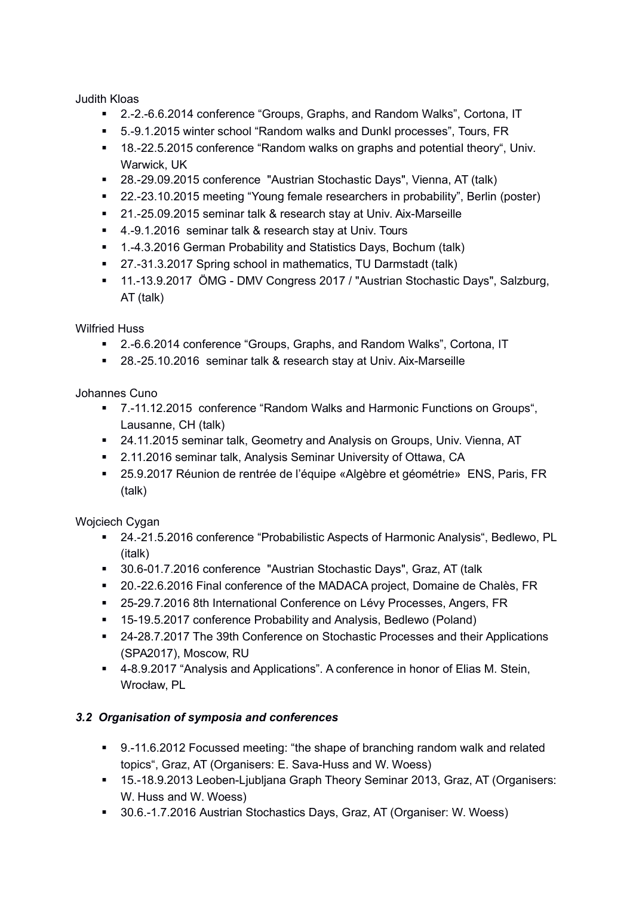Judith Kloas

- 2.-2.-6.6.2014 conference “Groups, Graphs, and Random Walks”, Cortona, IT
- 5.-9.1.2015 winter school “Random walks and Dunkl processes”, Tours, FR
- 18.-22.5.2015 conference “Random walks on graphs and potential theory“, Univ. Warwick, UK
- 28.-29.09.2015 conference "Austrian Stochastic Days", Vienna, AT (talk)
- 22.-23.10.2015 meeting “Young female researchers in probability”, Berlin (poster)
- 21.-25.09.2015 seminar talk & research stay at Univ. Aix-Marseille
- 4.-9.1.2016 seminar talk & research stay at Univ. Tours
- 1.-4.3.2016 German Probability and Statistics Days, Bochum (talk)
- 27.-31.3.2017 Spring school in mathematics, TU Darmstadt (talk)
- 11.-13.9.2017 ÖMG - DMV Congress 2017 / "Austrian Stochastic Days", Salzburg, AT (talk)

Wilfried Huss

- 2.-6.6.2014 conference “Groups, Graphs, and Random Walks”, Cortona, IT
- 28.-25.10.2016 seminar talk & research stay at Univ. Aix-Marseille

Johannes Cuno

- 7.-11.12.2015 conference “Random Walks and Harmonic Functions on Groups“, Lausanne, CH (talk)
- 24.11.2015 seminar talk, Geometry and Analysis on Groups, Univ. Vienna, AT
- 2.11.2016 seminar talk, Analysis Seminar University of Ottawa, CA
- 25.9.2017 Réunion de rentrée de l’équipe «Algèbre et géométrie» ENS, Paris, FR (talk)

Wojciech Cygan

- 24.-21.5.2016 conference “Probabilistic Aspects of Harmonic Analysis“, Bedlewo, PL (italk)
- 30.6-01.7.2016 conference "Austrian Stochastic Days", Graz, AT (talk
- 20.-22.6.2016 Final conference of the MADACA project, Domaine de Chalès, FR
- 25-29.7.2016 8th International Conference on Lévy Processes, Angers, FR
- 15-19.5.2017 conference Probability and Analysis, Bedlewo (Poland)
- 24-28.7.2017 The 39th Conference on Stochastic Processes and their Applications (SPA2017), Moscow, RU
- 4-8.9.2017 “Analysis and Applications”. A conference in honor of Elias M. Stein, Wrocław, PL

### *3.2 Organisation of symposia and conferences*

- 9.-11.6.2012 Focussed meeting: “the shape of branching random walk and related topics“, Graz, AT (Organisers: E. Sava-Huss and W. Woess)
- 15.-18.9.2013 Leoben-Ljubljana Graph Theory Seminar 2013, Graz, AT (Organisers: W. Huss and W. Woess)
- 30.6.-1.7.2016 Austrian Stochastics Days, Graz, AT (Organiser: W. Woess)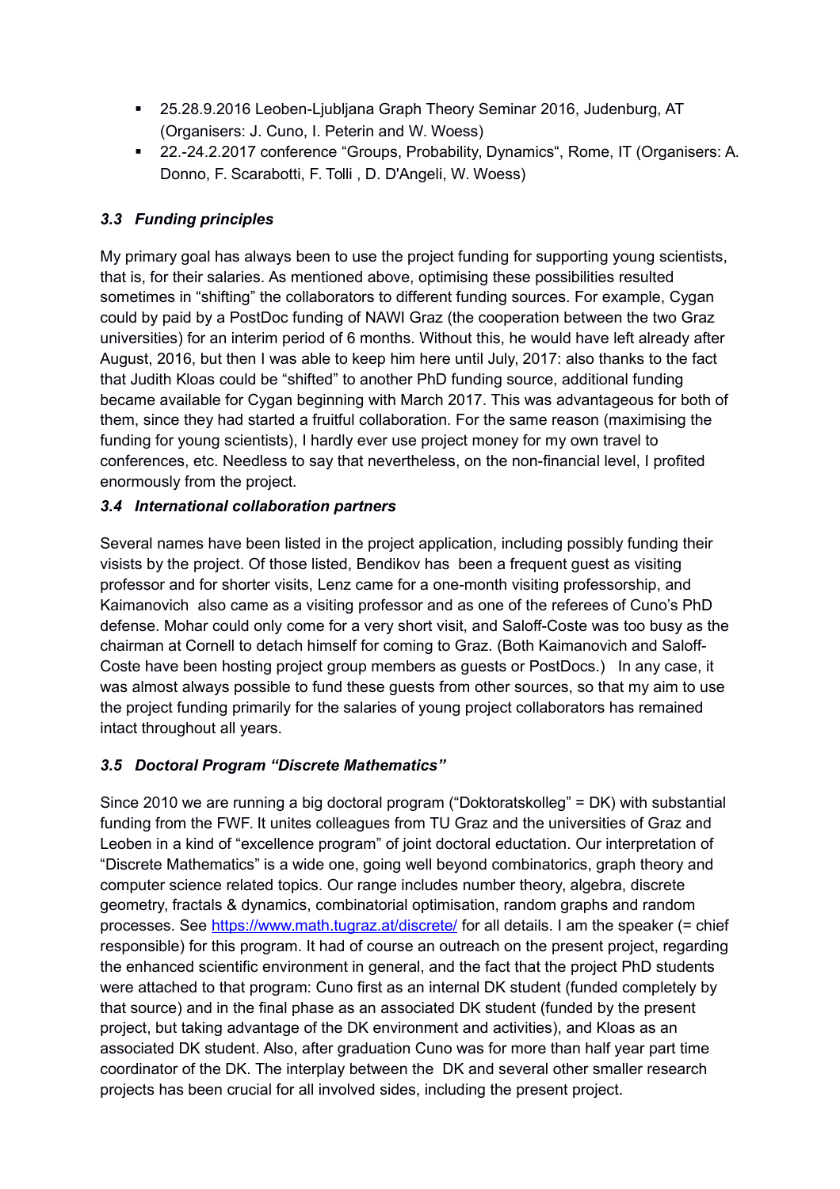- 25.28.9.2016 Leoben-Ljubljana Graph Theory Seminar 2016, Judenburg, AT (Organisers: J. Cuno, I. Peterin and W. Woess)
- 22.-24.2.2017 conference "Groups, Probability, Dynamics", Rome, IT (Organisers: A. Donno, F. Scarabotti, F. Tolli , D. D'Angeli, W. Woess)

### *3.3 Funding principles*

My primary goal has always been to use the project funding for supporting young scientists, that is, for their salaries. As mentioned above, optimising these possibilities resulted sometimes in "shifting" the collaborators to different funding sources. For example, Cygan could by paid by a PostDoc funding of NAWI Graz (the cooperation between the two Graz universities) for an interim period of 6 months. Without this, he would have left already after August, 2016, but then I was able to keep him here until July, 2017: also thanks to the fact that Judith Kloas could be "shifted" to another PhD funding source, additional funding became available for Cygan beginning with March 2017. This was advantageous for both of them, since they had started a fruitful collaboration. For the same reason (maximising the funding for young scientists), I hardly ever use project money for my own travel to conferences, etc. Needless to say that nevertheless, on the non-financial level, I profited enormously from the project.

### *3.4 International collaboration partners*

Several names have been listed in the project application, including possibly funding their visists by the project. Of those listed, Bendikov has been a frequent guest as visiting professor and for shorter visits, Lenz came for a one-month visiting professorship, and Kaimanovich also came as a visiting professor and as one of the referees of Cuno's PhD defense. Mohar could only come for a very short visit, and Saloff-Coste was too busy as the chairman at Cornell to detach himself for coming to Graz. (Both Kaimanovich and Saloff-Coste have been hosting project group members as guests or PostDocs.) In any case, it was almost always possible to fund these guests from other sources, so that my aim to use the project funding primarily for the salaries of young project collaborators has remained intact throughout all years.

### *3.5 Doctoral Program "Discrete Mathematics"*

Since 2010 we are running a big doctoral program ("Doktoratskolleg" = DK) with substantial funding from the FWF. It unites colleagues from TU Graz and the universities of Graz and Leoben in a kind of "excellence program" of joint doctoral eductation. Our interpretation of "Discrete Mathematics" is a wide one, going well beyond combinatorics, graph theory and computer science related topics. Our range includes number theory, algebra, discrete geometry, fractals & dynamics, combinatorial optimisation, random graphs and random processes. See https://www.math.tugraz.at/discrete/ for all details. I am the speaker (= chief responsible) for this program. It had of course an outreach on the present project, regarding the enhanced scientific environment in general, and the fact that the project PhD students were attached to that program: Cuno first as an internal DK student (funded completely by that source) and in the final phase as an associated DK student (funded by the present project, but taking advantage of the DK environment and activities), and Kloas as an associated DK student. Also, after graduation Cuno was for more than half year part time coordinator of the DK. The interplay between the DK and several other smaller research projects has been crucial for all involved sides, including the present project.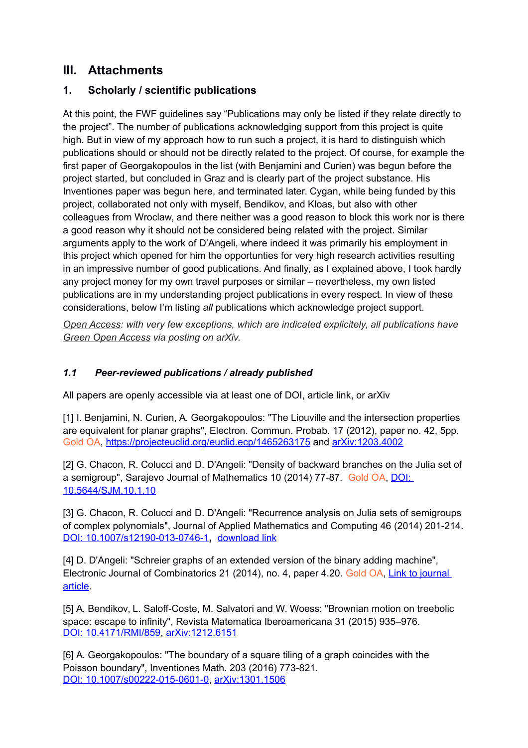# III. Attachments

## 1. Scholarly / scientific publications

At this point, the FWF guidelines say "Publications may only be listed if they relate directly to the project". The number of publications acknowledging support from this project is quite high. But in view of my approach how to run such a project, it is hard to distinguish which publications should or should not be directly related to the project. Of course, for example the first paper of Georgakopoulos in the list (with Benjamini and Curien) was begun before the project started, but concluded in Graz and is clearly part of the project substance. His Inventiones paper was begun here, and terminated later. Cygan, while being funded by this project, collaborated not only with myself, Bendikov, and Kloas, but also with other colleagues from Wroclaw, and there neither was a good reason to block this work nor is there a good reason why it should not be considered being related with the project. Similar arguments apply to the work of D'Angeli, where indeed it was primarily his employment in this project which opened for him the opportunties for very high research activities resulting in an impressive number of good publications. And finally, as I explained above, I took hardly any project money for my own travel purposes or similar – nevertheless, my own listed publications are in my understanding project publications in every respect. In view of these considerations, below I'm listing *all* publications which acknowledge project support.

*Open Access: with very few exceptions, which are indicated explicitely, all publications have Green Open Access via posting on arXiv.*

### *1.1 Peer-reviewed publications / already published*

All papers are openly accessible via at least one of DOI, article link, or arXiv

[1] I. Benjamini, N. Curien, A. Georgakopoulos: "The Liouville and the intersection properties are equivalent for planar graphs", Electron. Commun. Probab. 17 (2012), paper no. 42, 5pp. Gold OA, https://projecteuclid.org/euclid.ecp/1465263175 and arXiv:1203.4002

[2] G. Chacon, R. Colucci and D. D'Angeli: "Density of backward branches on the Julia set of a semigroup", Sarajevo Journal of Mathematics 10 (2014) 77-87. Gold OA, DOI: 10.5644/SJM.10.1.10

[3] G. Chacon, R. Colucci and D. D'Angeli: "Recurrence analysis on Julia sets of semigroups of complex polynomials", Journal of Applied Mathematics and Computing 46 (2014) 201-214. DOI: 10.1007/s12190-013-0746-1, download link

[4] D. D'Angeli: "Schreier graphs of an extended version of the binary adding machine", Electronic Journal of Combinatorics 21 (2014), no. 4, paper 4.20. Gold OA, Link to journal article.

[5] A. Bendikov, L. Saloff-Coste, M. Salvatori and W. Woess: "Brownian motion on treebolic space: escape to infinity", Revista Matematica Iberoamericana 31 (2015) 935–976. DOI: 10.4171/RMI/859, arXiv:1212.6151

[6] A. Georgakopoulos: "The boundary of a square tiling of a graph coincides with the Poisson boundary", Inventiones Math. 203 (2016) 773-821. DOI: 10.1007/s00222-015-0601-0, arXiv:1301.1506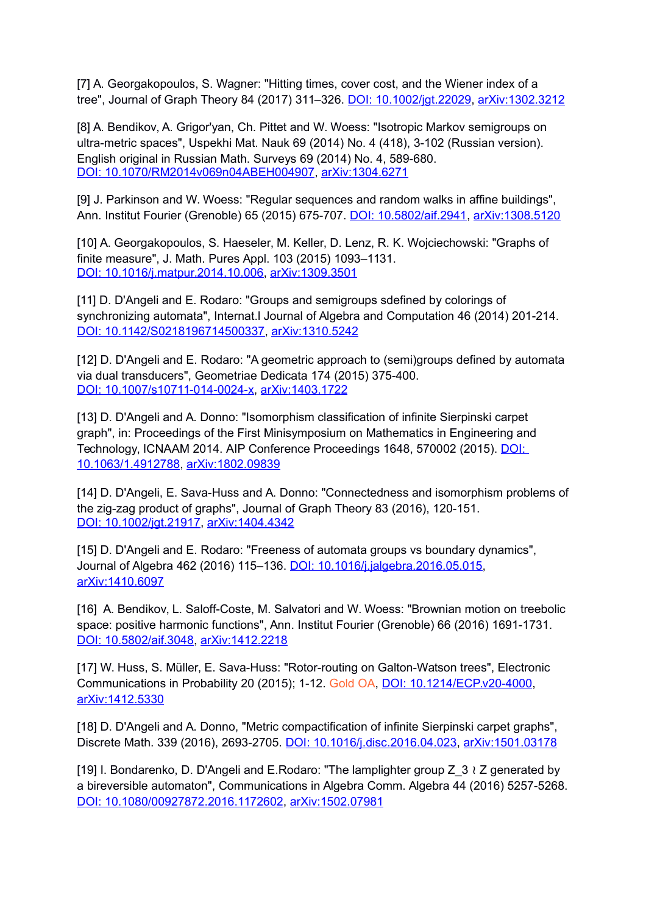[7] A. Georgakopoulos, S. Wagner: "Hitting times, cover cost, and the Wiener index of a tree", Journal of Graph Theory 84 (2017) 311–326. DOI: 10.1002/jgt.22029, arXiv:1302.3212

[8] A. Bendikov, A. Grigor'yan, Ch. Pittet and W. Woess: "Isotropic Markov semigroups on ultra-metric spaces", Uspekhi Mat. Nauk 69 (2014) No. 4 (418), 3-102 (Russian version). English original in Russian Math. Surveys 69 (2014) No. 4, 589-680. DOI: 10.1070/RM2014v069n04ABEH004907, arXiv:1304.6271

[9] J. Parkinson and W. Woess: "Regular sequences and random walks in affine buildings", Ann. Institut Fourier (Grenoble) 65 (2015) 675-707. DOI: 10.5802/aif.2941, arXiv:1308.5120

[10] A. Georgakopoulos, S. Haeseler, M. Keller, D. Lenz, R. K. Wojciechowski: "Graphs of finite measure", J. Math. Pures Appl. 103 (2015) 1093–1131. DOI: 10.1016/j.matpur.2014.10.006, arXiv:1309.3501

[11] D. D'Angeli and E. Rodaro: "Groups and semigroups sdefined by colorings of synchronizing automata", Internat.l Journal of Algebra and Computation 46 (2014) 201-214. DOI: 10.1142/S0218196714500337, arXiv:1310.5242

[12] D. D'Angeli and E. Rodaro: "A geometric approach to (semi)groups defined by automata via dual transducers", Geometriae Dedicata 174 (2015) 375-400. DOI: 10.1007/s10711-014-0024-x, arXiv:1403.1722

[13] D. D'Angeli and A. Donno: "Isomorphism classification of infinite Sierpinski carpet graph", in: Proceedings of the First Minisymposium on Mathematics in Engineering and Technology, ICNAAM 2014. AIP Conference Proceedings 1648, 570002 (2015). DOI: 10.1063/1.4912788, arXiv:1802.09839

[14] D. D'Angeli, E. Sava-Huss and A. Donno: "Connectedness and isomorphism problems of the zig-zag product of graphs", Journal of Graph Theory 83 (2016), 120-151. DOI: 10.1002/jgt.21917, arXiv:1404.4342

[15] D. D'Angeli and E. Rodaro: "Freeness of automata groups vs boundary dynamics", Journal of Algebra 462 (2016) 115–136. DOI: 10.1016/j.jalgebra.2016.05.015, arXiv:1410.6097

[16] A. Bendikov, L. Saloff-Coste, M. Salvatori and W. Woess: "Brownian motion on treebolic space: positive harmonic functions", Ann. Institut Fourier (Grenoble) 66 (2016) 1691-1731. DOI: 10.5802/aif.3048, arXiv:1412.2218

[17] W. Huss, S. Müller, E. Sava-Huss: "Rotor-routing on Galton-Watson trees", Electronic Communications in Probability 20 (2015); 1-12. Gold OA, DOI: 10.1214/ECP.v20-4000, arXiv:1412.5330

[18] D. D'Angeli and A. Donno, "Metric compactification of infinite Sierpinski carpet graphs", Discrete Math. 339 (2016), 2693-2705. DOI: 10.1016/j.disc.2016.04.023, arXiv:1501.03178

[19] I. Bondarenko, D. D'Angeli and E.Rodaro: "The lamplighter group Z_3 ≀ Z generated by a bireversible automaton", Communications in Algebra Comm. Algebra 44 (2016) 5257-5268. DOI: 10.1080/00927872.2016.1172602, arXiv:1502.07981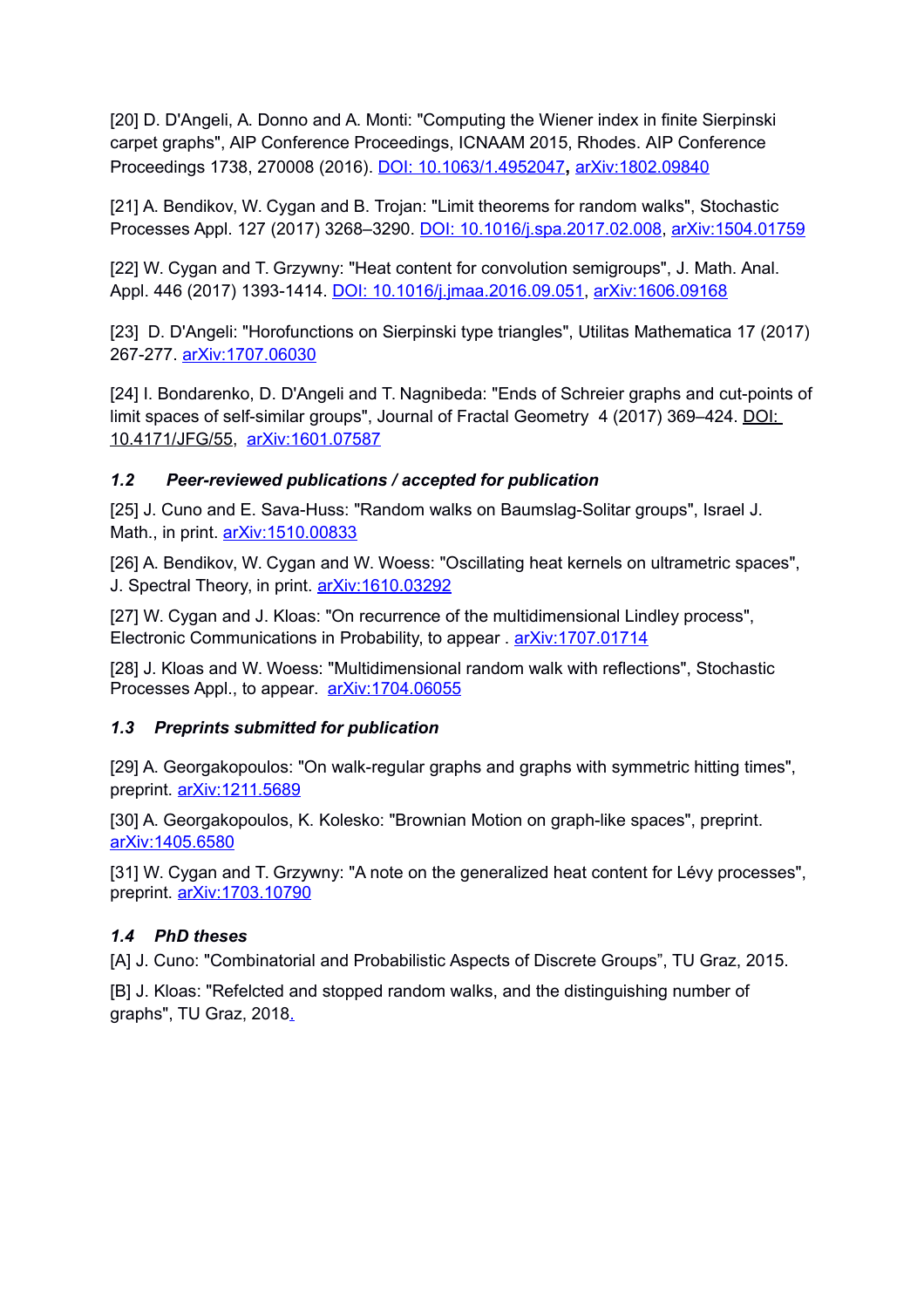[20] D. D'Angeli, A. Donno and A. Monti: "Computing the Wiener index in finite Sierpinski carpet graphs", AIP Conference Proceedings, ICNAAM 2015, Rhodes. AIP Conference Proceedings 1738, 270008 (2016). DOI: 10.1063/1.4952047**,** arXiv:1802.09840

[21] A. Bendikov, W. Cygan and B. Trojan: "Limit theorems for random walks", Stochastic Processes Appl. 127 (2017) 3268–3290. DOI: 10.1016/j.spa.2017.02.008, arXiv:1504.01759

[22] W. Cygan and T. Grzywny: "Heat content for convolution semigroups", J. Math. Anal. Appl. 446 (2017) 1393-1414. DOI: 10.1016/j.jmaa.2016.09.051, arXiv:1606.09168

[23] D. D'Angeli: "Horofunctions on Sierpinski type triangles", Utilitas Mathematica 17 (2017) 267-277. arXiv:1707.06030

[24] I. Bondarenko, D. D'Angeli and T. Nagnibeda: "Ends of Schreier graphs and cut-points of limit spaces of self-similar groups", Journal of Fractal Geometry 4 (2017) 369–424. DOI: 10.4171/JFG/55, arXiv:1601.07587

### *1.2 Peer-reviewed publications / accepted for publication*

[25] J. Cuno and E. Sava-Huss: "Random walks on Baumslag-Solitar groups", Israel J. Math., in print. arXiv:1510.00833

[26] A. Bendikov, W. Cygan and W. Woess: "Oscillating heat kernels on ultrametric spaces", J. Spectral Theory, in print. arXiv:1610.03292

[27] W. Cygan and J. Kloas: "On recurrence of the multidimensional Lindley process", Electronic Communications in Probability, to appear . arXiv:1707.01714

[28] J. Kloas and W. Woess: "Multidimensional random walk with reflections", Stochastic Processes Appl., to appear. arXiv:1704.06055

### *1.3 Preprints submitted for publication*

[29] A. Georgakopoulos: "On walk-regular graphs and graphs with symmetric hitting times", preprint. arXiv:1211.5689

[30] A. Georgakopoulos, K. Kolesko: "Brownian Motion on graph-like spaces", preprint. arXiv:1405.6580

[31] W. Cygan and T. Grzywny: "A note on the generalized heat content for Lévy processes", preprint. arXiv:1703.10790

### *1.4 PhD theses*

[A] J. Cuno: "Combinatorial and Probabilistic Aspects of Discrete Groups", TU Graz, 2015.

[B] J. Kloas: "Refelcted and stopped random walks, and the distinguishing number of graphs", TU Graz, 2018.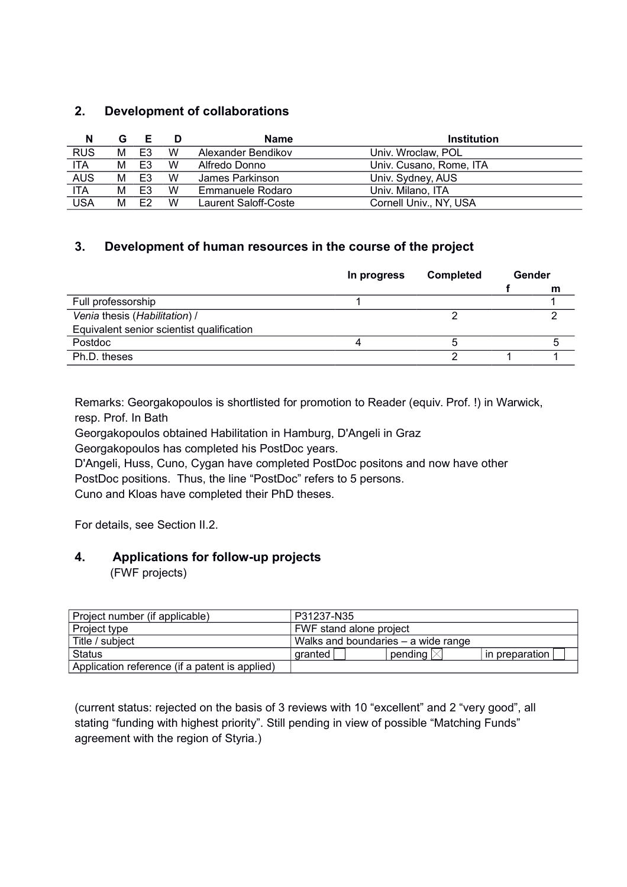## 2. Development of collaborations

| N | G | E | D | Name | Institution |
|---|---|---|---|---|---|
| RUS | M | E3 | W | Alexander Bendikov | Univ. Wroclaw, POL |
| ITA | M | E3 | W | Alfredo Donno | Univ. Cusano, Rome, ITA |
| AUS | M | E3 | W | James Parkinson | Univ. Sydney, AUS |
| ITA | M | E3 | W | Emmanuele Rodaro | Univ. Milano, ITA |
| USA | M | E2 | W | Laurent Saloff-Coste | Cornell Univ., NY, USA |

## 3. Development of human resources in the course of the project

| | In progress | Completed | Gender f | Gender m |
|---|---|---|---|---|
| Full professorship | 1 | | | 1 |
| *Venia* thesis (*Habilitation*) / Equivalent senior scientist qualification | | 2 | | 2 |
| Postdoc | 4 | 5 | | 5 |
| Ph.D. theses | | 2 | 1 | 1 |

Remarks: Georgakopoulos is shortlisted for promotion to Reader (equiv. Prof. !) in Warwick, resp. Prof. In Bath
Georgakopoulos obtained Habilitation in Hamburg, D'Angeli in Graz
Georgakopoulos has completed his PostDoc years.
D'Angeli, Huss, Cuno, Cygan have completed PostDoc positons and now have other PostDoc positions. Thus, the line "PostDoc" refers to 5 persons.
Cuno and Kloas have completed their PhD theses.

For details, see Section II.2.

## 4. Applications for follow-up projects

(FWF projects)

| Project number (if applicable) | P31237-N35 | | |
|---|---|---|---|
| Project type | FWF stand alone project | | |
| Title / subject | Walks and boundaries – a wide range | | |
| Status | granted ☐ | pending ☒ | in preparation ☐ |
| Application reference (if a patent is applied) | | | |

(current status: rejected on the basis of 3 reviews with 10 "excellent" and 2 "very good", all stating "funding with highest priority". Still pending in view of possible "Matching Funds" agreement with the region of Styria.)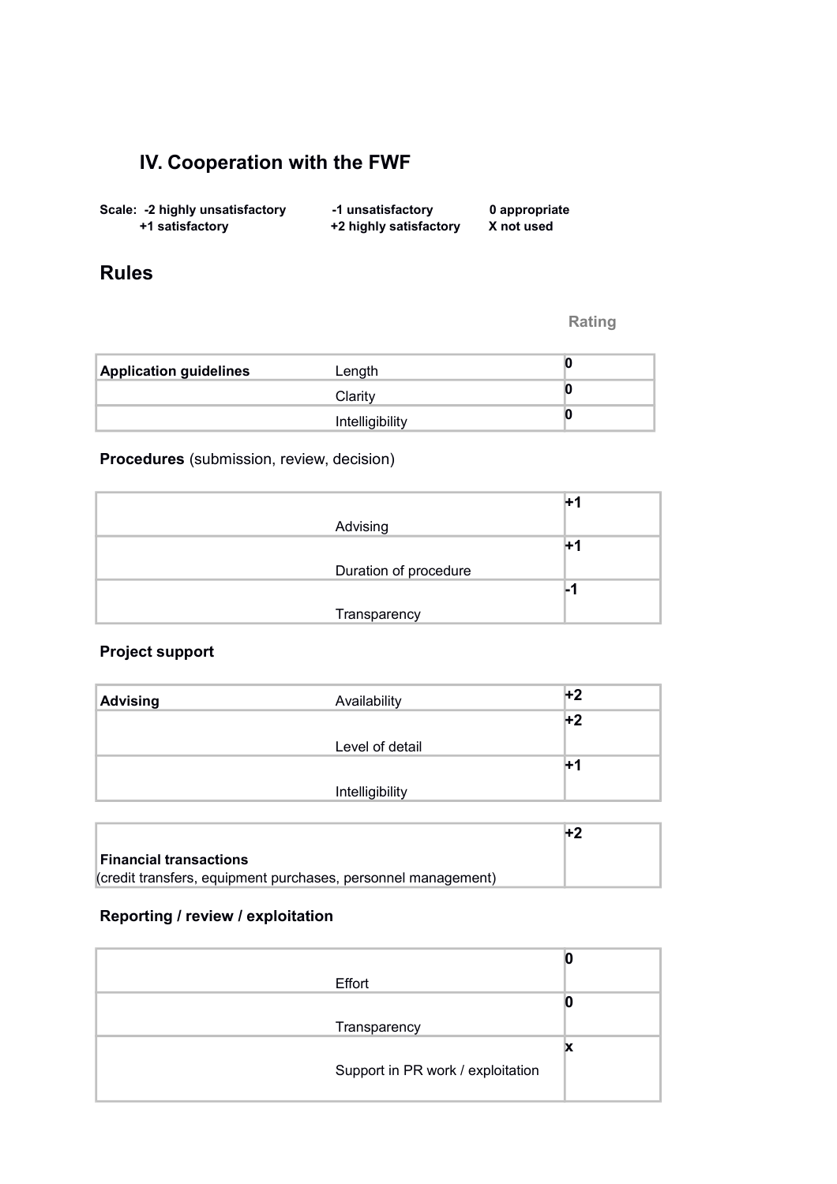## IV. Cooperation with the FWF

**Scale: -2 highly unsatisfactory -1 unsatisfactory 0 appropriate +1 satisfactory +2 highly satisfactory X not used**

## Rules

| | | Rating |
|---|---|---|
| **Application guidelines** | Length | **0** |
| | Clarity | **0** |
| | Intelligibility | **0** |

**Procedures** (submission, review, decision)

| | | |
|---|---|---|
| | Advising | **+1** |
| | Duration of procedure | **+1** |
| | Transparency | **-1** |

**Project support**

| | | |
|---|---|---|
| **Advising** | Availability | **+2** |
| | Level of detail | **+2** |
| | Intelligibility | **+1** |

| | |
|---|---|
| **Financial transactions** (credit transfers, equipment purchases, personnel management) | **+2** |

**Reporting / review / exploitation**

| | | |
|---|---|---|
| | Effort | **0** |
| | Transparency | **0** |
| | Support in PR work / exploitation | **x** |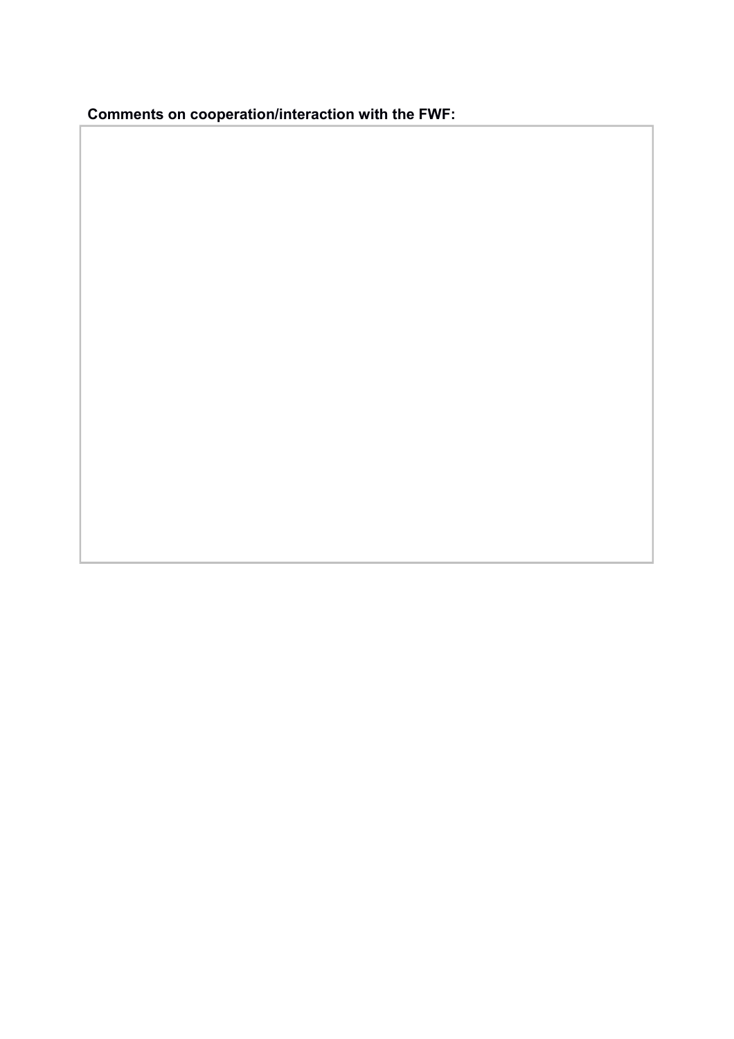**Comments on cooperation/interaction with the FWF:**